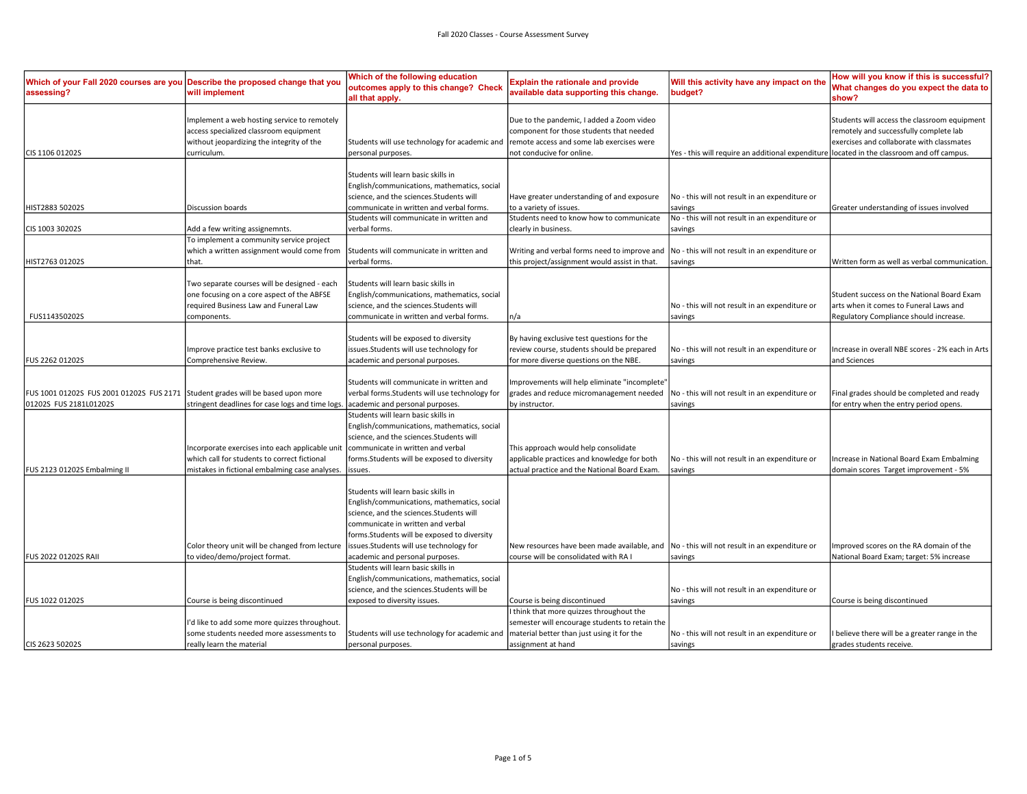Fall 2020 Classes - Course Assessment Survey

| Which of your Fall 2020 courses are you assessing? | Describe the proposed change that you will implement | Which of the following education outcomes apply to this change? Check all that apply. | Explain the rationale and provide available data supporting this change. | Will this activity have any impact on the budget? | How will you know if this is successful? What changes do you expect the data to show? |
|---|---|---|---|---|---|
| CIS 1106 01202S | Implement a web hosting service to remotely access specialized classroom equipment without jeopardizing the integrity of the curriculum. | Students will use technology for academic and personal purposes. | Due to the pandemic, I added a Zoom video component for those students that needed remote access and some lab exercises were not conducive for online. | Yes - this will require an additional expenditure | Students will access the classroom equipment remotely and successfully complete lab exercises and collaborate with classmates located in the classroom and off campus. |
| HIST2883 50202S | Discussion boards | Students will learn basic skills in English/communications, mathematics, social science, and the sciences.Students will communicate in written and verbal forms. | Have greater understanding of and exposure to a variety of issues. | No - this will not result in an expenditure or savings | Greater understanding of issues involved |
| CIS 1003 30202S | Add a few writing assignemnts. | Students will communicate in written and verbal forms. | Students need to know how to communicate clearly in business. | No - this will not result in an expenditure or savings | |
| HIST2763 01202S | To implement a community service project which a written assignment would come from that. | Students will communicate in written and verbal forms. | Writing and verbal forms need to improve and this project/assignment would assist in that. | No - this will not result in an expenditure or savings | Written form as well as verbal communication. |
| FUS114350202S | Two separate courses will be designed - each one focusing on a core aspect of the ABFSE required Business Law and Funeral Law components. | Students will learn basic skills in English/communications, mathematics, social science, and the sciences.Students will communicate in written and verbal forms. | n/a | No - this will not result in an expenditure or savings | Student success on the National Board Exam arts when it comes to Funeral Laws and Regulatory Compliance should increase. |
| FUS 2262 01202S | Improve practice test banks exclusive to Comprehensive Review. | Students will be exposed to diversity issues.Students will use technology for academic and personal purposes. | By having exclusive test questions for the review course, students should be prepared for more diverse questions on the NBE. | No - this will not result in an expenditure or savings | Increase in overall NBE scores - 2% each in Arts and Sciences |
| FUS 1001 01202S FUS 2001 01202S FUS 2171 01202S FUS 2181L01202S | Student grades will be based upon more stringent deadlines for case logs and time logs. | Students will communicate in written and verbal forms.Students will use technology for academic and personal purposes. | Improvements will help eliminate "incomplete" grades and reduce micromanagement needed by instructor. | No - this will not result in an expenditure or savings | Final grades should be completed and ready for entry when the entry period opens. |
| FUS 2123 01202S Embalming II | Incorporate exercises into each applicable unit which call for students to correct fictional mistakes in fictional embalming case analyses. | Students will learn basic skills in English/communications, mathematics, social science, and the sciences.Students will communicate in written and verbal forms.Students will be exposed to diversity issues. | This approach would help consolidate applicable practices and knowledge for both actual practice and the National Board Exam. | No - this will not result in an expenditure or savings | Increase in National Board Exam Embalming domain scores Target improvement - 5% |
| FUS 2022 01202S RAII | Color theory unit will be changed from lecture to video/demo/project format. | Students will learn basic skills in English/communications, mathematics, social science, and the sciences.Students will communicate in written and verbal forms.Students will be exposed to diversity issues.Students will use technology for academic and personal purposes. | New resources have been made available, and course will be consolidated with RA I | No - this will not result in an expenditure or savings | Improved scores on the RA domain of the National Board Exam; target: 5% increase |
| FUS 1022 01202S | Course is being discontinued | Students will learn basic skills in English/communications, mathematics, social science, and the sciences.Students will be exposed to diversity issues. | Course is being discontinued | No - this will not result in an expenditure or savings | Course is being discontinued |
| CIS 2623 50202S | I'd like to add some more quizzes throughout. some students needed more assessments to really learn the material | Students will use technology for academic and personal purposes. | I think that more quizzes throughout the semester will encourage students to retain the material better than just using it for the assignment at hand | No - this will not result in an expenditure or savings | I believe there will be a greater range in the grades students receive. |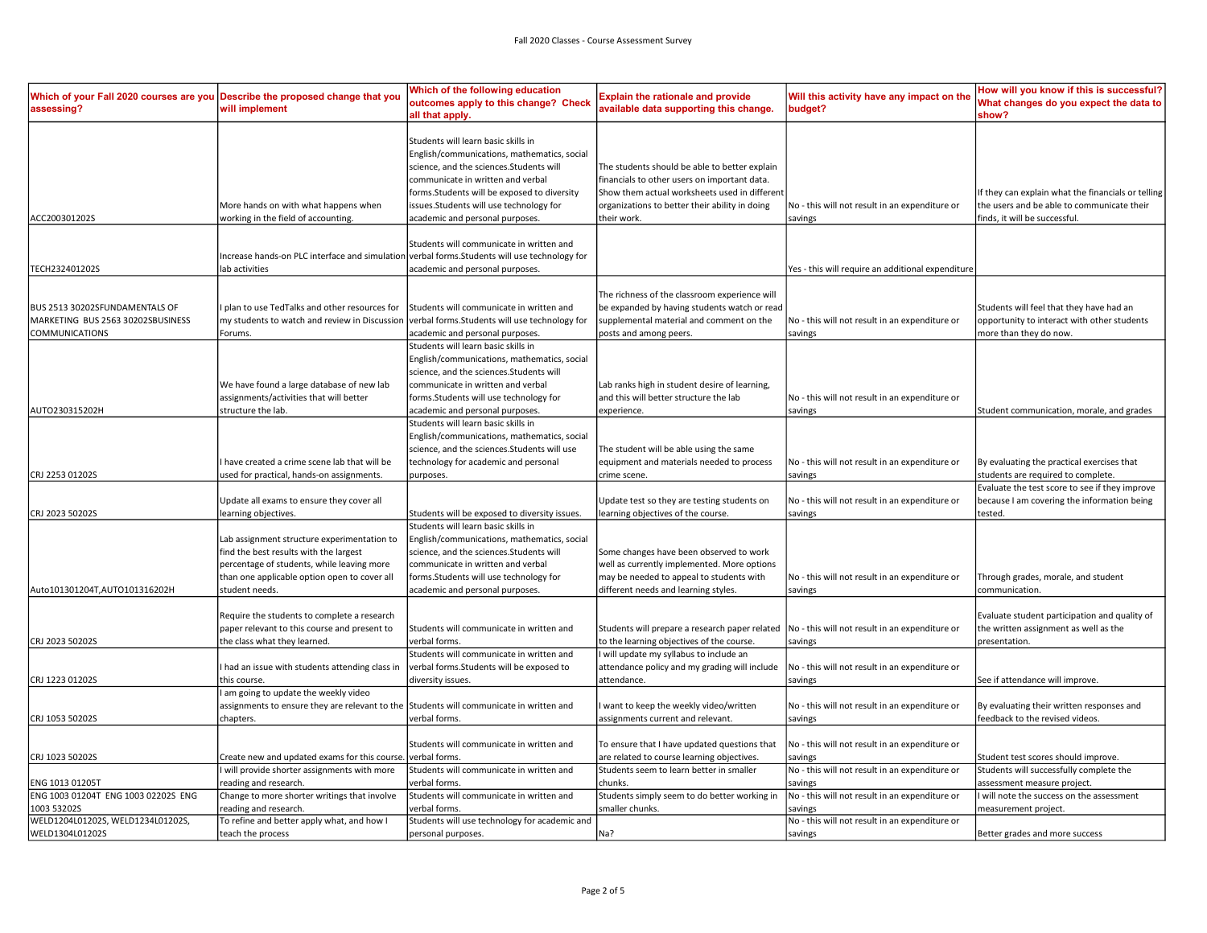Fall 2020 Classes - Course Assessment Survey

| Which of your Fall 2020 courses are you assessing? | Describe the proposed change that you will implement | Which of the following education outcomes apply to this change? Check all that apply. | Explain the rationale and provide available data supporting this change. | Will this activity have any impact on the budget? | How will you know if this is successful? What changes do you expect the data to show? |
|---|---|---|---|---|---|
| ACC200301202S | More hands on with what happens when working in the field of accounting. | Students will learn basic skills in English/communications, mathematics, social science, and the sciences.Students will communicate in written and verbal forms.Students will be exposed to diversity issues.Students will use technology for academic and personal purposes. | The students should be able to better explain financials to other users on important data. Show them actual worksheets used in different organizations to better their ability in doing their work. | No - this will not result in an expenditure or savings | If they can explain what the financials or telling the users and be able to communicate their finds, it will be successful. |
| TECH232401202S | Increase hands-on PLC interface and simulation lab activities | Students will communicate in written and verbal forms.Students will use technology for academic and personal purposes. | | Yes - this will require an additional expenditure | |
| BUS 2513 30202SFUNDAMENTALS OF MARKETING BUS 2563 30202SBUSINESS COMMUNICATIONS | I plan to use TedTalks and other resources for my students to watch and review in Discussion Forums. | Students will communicate in written and verbal forms.Students will use technology for academic and personal purposes. | The richness of the classroom experience will be expanded by having students watch or read supplemental material and comment on the posts and among peers. | No - this will not result in an expenditure or savings | Students will feel that they have had an opportunity to interact with other students more than they do now. |
| AUTO230315202H | We have found a large database of new lab assignments/activities that will better structure the lab. | Students will learn basic skills in English/communications, mathematics, social science, and the sciences.Students will communicate in written and verbal forms.Students will use technology for academic and personal purposes. | Lab ranks high in student desire of learning, and this will better structure the lab experience. | No - this will not result in an expenditure or savings | Student communication, morale, and grades |
| CRJ 2253 01202S | I have created a crime scene lab that will be used for practical, hands-on assignments. | Students will learn basic skills in English/communications, mathematics, social science, and the sciences.Students will use technology for academic and personal purposes. | The student will be able using the same equipment and materials needed to process crime scene. | No - this will not result in an expenditure or savings | By evaluating the practical exercises that students are required to complete. |
| CRJ 2023 50202S | Update all exams to ensure they cover all learning objectives. | Students will be exposed to diversity issues. | Update test so they are testing students on learning objectives of the course. | No - this will not result in an expenditure or savings | Evaluate the test score to see if they improve because I am covering the information being tested. |
| Auto101301204T,AUTO101316202H | Lab assignment structure experimentation to find the best results with the largest percentage of students, while leaving more than one applicable option open to cover all student needs. | Students will learn basic skills in English/communications, mathematics, social science, and the sciences.Students will communicate in written and verbal forms.Students will use technology for academic and personal purposes. | Some changes have been observed to work well as currently implemented. More options may be needed to appeal to students with different needs and learning styles. | No - this will not result in an expenditure or savings | Through grades, morale, and student communication. |
| CRJ 2023 50202S | Require the students to complete a research paper relevant to this course and present to the class what they learned. | Students will communicate in written and verbal forms. | Students will prepare a research paper related to the learning objectives of the course. | No - this will not result in an expenditure or savings | Evaluate student participation and quality of the written assignment as well as the presentation. |
| CRJ 1223 01202S | I had an issue with students attending class in this course. | Students will communicate in written and verbal forms.Students will be exposed to diversity issues. | I will update my syllabus to include an attendance policy and my grading will include attendance. | No - this will not result in an expenditure or savings | See if attendance will improve. |
| CRJ 1053 50202S | I am going to update the weekly video assignments to ensure they are relevant to the chapters. | Students will communicate in written and verbal forms. | I want to keep the weekly video/written assignments current and relevant. | No - this will not result in an expenditure or savings | By evaluating their written responses and feedback to the revised videos. |
| CRJ 1023 50202S | Create new and updated exams for this course. | Students will communicate in written and verbal forms. | To ensure that I have updated questions that are related to course learning objectives. | No - this will not result in an expenditure or savings | Student test scores should improve. |
| ENG 1013 01205T | I will provide shorter assignments with more reading and research. | Students will communicate in written and verbal forms. | Students seem to learn better in smaller chunks. | No - this will not result in an expenditure or savings | Students will successfully complete the assessment measure project. |
| ENG 1003 01204T ENG 1003 02202S ENG 1003 53202S | Change to more shorter writings that involve reading and research. | Students will communicate in written and verbal forms. | Students simply seem to do better working in smaller chunks. | No - this will not result in an expenditure or savings | I will note the success on the assessment measurement project. |
| WELD1204L01202S, WELD1234L01202S, WELD1304L01202S | To refine and better apply what, and how I teach the process | Students will use technology for academic and personal purposes. | Na? | No - this will not result in an expenditure or savings | Better grades and more success |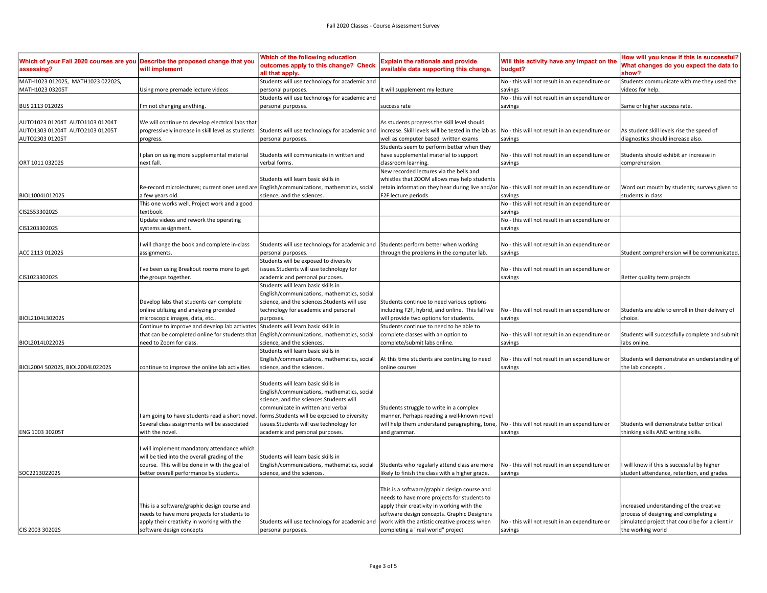Fall 2020 Classes - Course Assessment Survey

| Which of your Fall 2020 courses are you assessing? | Describe the proposed change that you will implement | Which of the following education outcomes apply to this change? Check all that apply. | Explain the rationale and provide available data supporting this change. | Will this activity have any impact on the budget? | How will you know if this is successful? What changes do you expect the data to show? |
|---|---|---|---|---|---|
| MATH1023 01202S, MATH1023 02202S, MATH1023 03205T | Using more premade lecture videos | Students will use technology for academic and personal purposes. | It will supplement my lecture | No - this will not result in an expenditure or savings | Students communicate with me they used the videos for help. |
| BUS 2113 01202S | I'm not changing anything. | Students will use technology for academic and personal purposes. | success rate | No - this will not result in an expenditure or savings | Same or higher success rate. |
| AUTO1023 01204T AUTO1103 01204T AUTO1303 01204T AUTO2103 01205T AUTO2303 01205T | We will continue to develop electrical labs that progressively increase in skill level as students progress. | Students will use technology for academic and personal purposes. | As students progress the skill level should increase. Skill levels will be tested in the lab as well as computer based written exams | No - this will not result in an expenditure or savings | As student skill levels rise the speed of diagnostics should increase also. |
| ORT 1011 03202S | I plan on using more supplemental material next fall. | Students will communicate in written and verbal forms. | Students seem to perform better when they have supplemental material to support classroom learning. | No - this will not result in an expenditure or savings | Students should exhibit an increase in comprehension. |
| BIOL1004L01202S | Re-record microlectures; current ones used are a few years old. | Students will learn basic skills in English/communications, mathematics, social science, and the sciences. | New recorded lectures via the bells and whistles that ZOOM allows may help students retain information they hear during live and/or F2F lecture periods. | No - this will not result in an expenditure or savings | Word out mouth by students; surveys given to students in class |
| CIS255330202S | This one works well. Project work and a good textbook. | | | No - this will not result in an expenditure or savings | |
| CIS120330202S | Update videos and rework the operating systems assignment. | | | No - this will not result in an expenditure or savings | |
| ACC 2113 01202S | I will change the book and complete in-class assignments. | Students will use technology for academic and personal purposes. | Students perform better when working through the problems in the computer lab. | No - this will not result in an expenditure or savings | Student comprehension will be communicated. |
| CIS102330202S | I've been using Breakout rooms more to get the groups together. | Students will be exposed to diversity issues.Students will use technology for academic and personal purposes. | | No - this will not result in an expenditure or savings | Better quality term projects |
| BIOL2104L30202S | Develop labs that students can complete online utilizing and analyzing provided microscopic images, data, etc.. | Students will learn basic skills in English/communications, mathematics, social science, and the sciences.Students will use technology for academic and personal purposes. | Students continue to need various options including F2F, hybrid, and online. This fall we will provide two options for students. | No - this will not result in an expenditure or savings | Students are able to enroll in their delivery of choice. |
| BIOL2014L02202S | Continue to improve and develop lab activates that can be completed online for students that need to Zoom for class. | Students will learn basic skills in English/communications, mathematics, social science, and the sciences. | Students continue to need to be able to complete classes with an option to complete/submit labs online. | No - this will not result in an expenditure or savings | Students will successfully complete and submit labs online. |
| BIOL2004 50202S, BIOL2004L02202S | continue to improve the online lab activities | Students will learn basic skills in English/communications, mathematics, social science, and the sciences. | At this time students are continuing to need online courses | No - this will not result in an expenditure or savings | Students will demonstrate an understanding of the lab concepts . |
| ENG 1003 30205T | I am going to have students read a short novel. Several class assignments will be associated with the novel. | Students will learn basic skills in English/communications, mathematics, social science, and the sciences.Students will communicate in written and verbal forms.Students will be exposed to diversity issues.Students will use technology for academic and personal purposes. | Students struggle to write in a complex manner. Perhaps reading a well-known novel will help them understand paragraphing, tone, and grammar. | No - this will not result in an expenditure or savings | Students will demonstrate better critical thinking skills AND writing skills. |
| SOC221302202S | I will implement mandatory attendance which will be tied into the overall grading of the course. This will be done in with the goal of better overall performance by students. | Students will learn basic skills in English/communications, mathematics, social science, and the sciences. | Students who regularly attend class are more likely to finish the class with a higher grade. | No - this will not result in an expenditure or savings | I will know if this is successful by higher student attendance, retention, and grades. |
| CIS 2003 30202S | This is a software/graphic design course and needs to have more projects for students to apply their creativity in working with the software design concepts | Students will use technology for academic and personal purposes. | This is a software/graphic design course and needs to have more projects for students to apply their creativity in working with the software design concepts. Graphic Designers work with the artistic creative process when completing a "real world" project | No - this will not result in an expenditure or savings | increased understanding of the creative process of designing and completing a simulated project that could be for a client in the working world |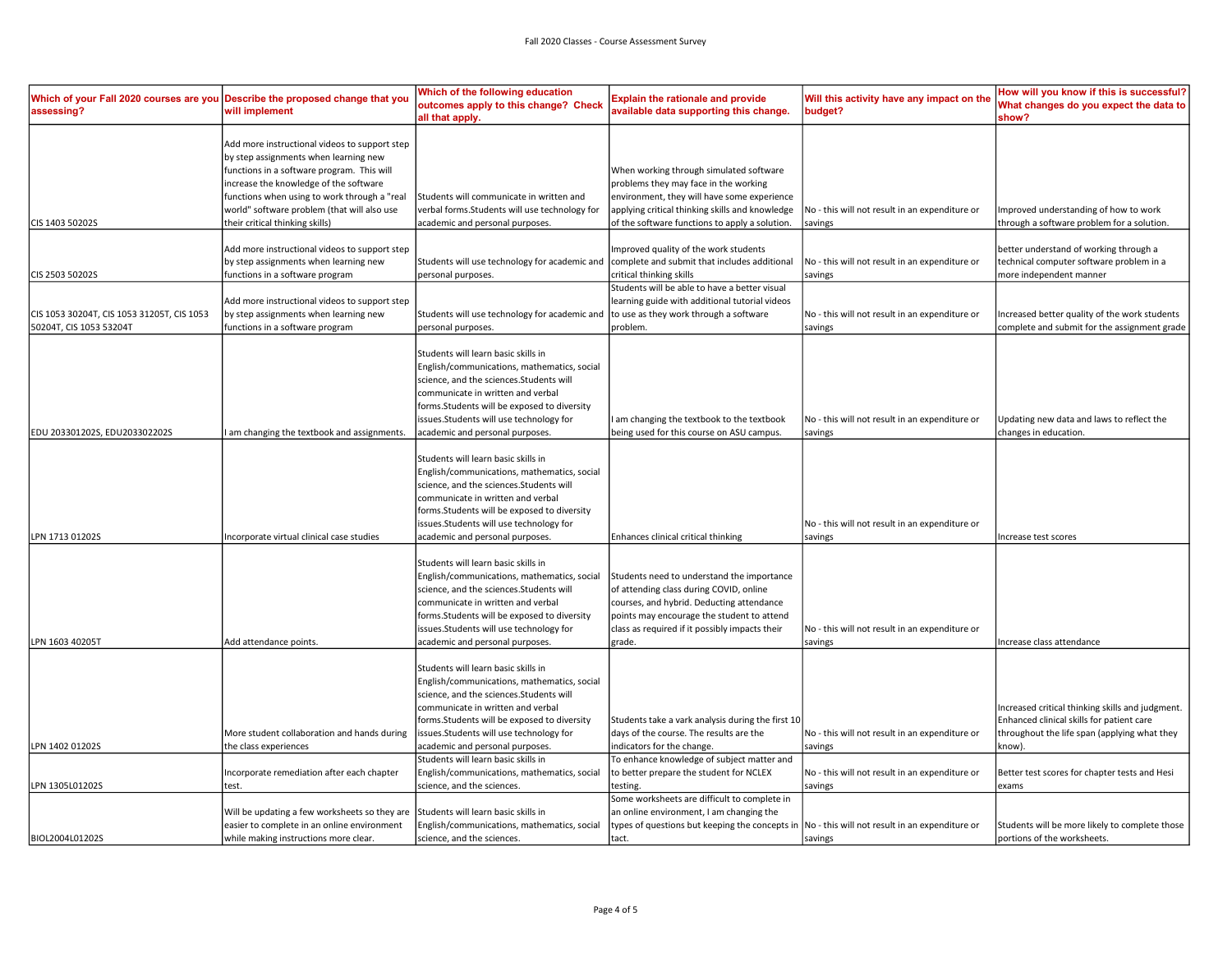| Which of your Fall 2020 courses are you assessing? | Describe the proposed change that you will implement | Which of the following education outcomes apply to this change? Check all that apply. | Explain the rationale and provide available data supporting this change. | Will this activity have any impact on the budget? | How will you know if this is successful? What changes do you expect the data to show? |
|---|---|---|---|---|---|
| CIS 1403 50202S | Add more instructional videos to support step by step assignments when learning new functions in a software program. This will increase the knowledge of the software functions when using to work through a "real world" software problem (that will also use their critical thinking skills) | Students will communicate in written and verbal forms.Students will use technology for academic and personal purposes. | When working through simulated software problems they may face in the working environment, they will have some experience applying critical thinking skills and knowledge of the software functions to apply a solution. | No - this will not result in an expenditure or savings | Improved understanding of how to work through a software problem for a solution. |
| CIS 2503 50202S | Add more instructional videos to support step by step assignments when learning new functions in a software program | Students will use technology for academic and personal purposes. | Improved quality of the work students complete and submit that includes additional critical thinking skills | No - this will not result in an expenditure or savings | better understand of working through a technical computer software problem in a more independent manner |
| CIS 1053 30204T, CIS 1053 31205T, CIS 1053 50204T, CIS 1053 53204T | Add more instructional videos to support step by step assignments when learning new functions in a software program | Students will use technology for academic and personal purposes. | Students will be able to have a better visual learning guide with additional tutorial videos to use as they work through a software problem. | No - this will not result in an expenditure or savings | Increased better quality of the work students complete and submit for the assignment grade |
| EDU 203301202S, EDU203302202S | I am changing the textbook and assignments. | Students will learn basic skills in English/communications, mathematics, social science, and the sciences.Students will communicate in written and verbal forms.Students will be exposed to diversity issues.Students will use technology for academic and personal purposes. | I am changing the textbook to the textbook being used for this course on ASU campus. | No - this will not result in an expenditure or savings | Updating new data and laws to reflect the changes in education. |
| LPN 1713 01202S | Incorporate virtual clinical case studies | Students will learn basic skills in English/communications, mathematics, social science, and the sciences.Students will communicate in written and verbal forms.Students will be exposed to diversity issues.Students will use technology for academic and personal purposes. | Enhances clinical critical thinking | No - this will not result in an expenditure or savings | Increase test scores |
| LPN 1603 40205T | Add attendance points. | Students will learn basic skills in English/communications, mathematics, social science, and the sciences.Students will communicate in written and verbal forms.Students will be exposed to diversity issues.Students will use technology for academic and personal purposes. | Students need to understand the importance of attending class during COVID, online courses, and hybrid. Deducting attendance points may encourage the student to attend class as required if it possibly impacts their grade. | No - this will not result in an expenditure or savings | Increase class attendance |
| LPN 1402 01202S | More student collaboration and hands during the class experiences | Students will learn basic skills in English/communications, mathematics, social science, and the sciences.Students will communicate in written and verbal forms.Students will be exposed to diversity issues.Students will use technology for academic and personal purposes. | Students take a vark analysis during the first 10 days of the course. The results are the indicators for the change. | No - this will not result in an expenditure or savings | Increased critical thinking skills and judgment. Enhanced clinical skills for patient care throughout the life span (applying what they know). |
| LPN 1305L01202S | Incorporate remediation after each chapter test. | Students will learn basic skills in English/communications, mathematics, social science, and the sciences. | To enhance knowledge of subject matter and to better prepare the student for NCLEX testing. | No - this will not result in an expenditure or savings | Better test scores for chapter tests and Hesi exams |
| BIOL2004L01202S | Will be updating a few worksheets so they are easier to complete in an online environment while making instructions more clear. | Students will learn basic skills in English/communications, mathematics, social science, and the sciences. | Some worksheets are difficult to complete in an online environment, I am changing the types of questions but keeping the concepts in tact. | No - this will not result in an expenditure or savings | Students will be more likely to complete those portions of the worksheets. |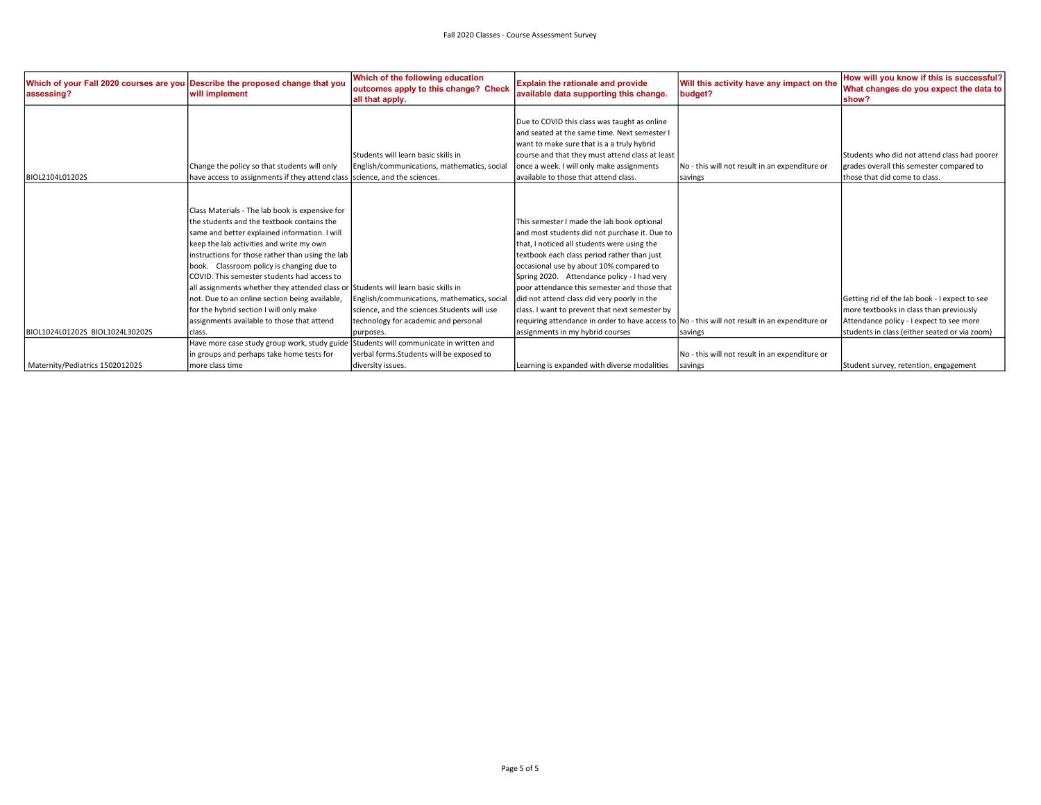| Which of your Fall 2020 courses are you assessing? | Describe the proposed change that you will implement | Which of the following education outcomes apply to this change? Check all that apply. | Explain the rationale and provide available data supporting this change. | Will this activity have any impact on the budget? | How will you know if this is successful? What changes do you expect the data to show? |
|---|---|---|---|---|---|
| BIOL2104L01202S | Change the policy so that students will only have access to assignments if they attend class | Students will learn basic skills in English/communications, mathematics, social science, and the sciences. | Due to COVID this class was taught as online and seated at the same time. Next semester I want to make sure that is a a truly hybrid course and that they must attend class at least once a week. I will only make assignments available to those that attend class. | No - this will not result in an expenditure or savings | Students who did not attend class had poorer grades overall this semester compared to those that did come to class. |
| BIOL1024L01202S BIOL1024L30202S | Class Materials - The lab book is expensive for the students and the textbook contains the same and better explained information. I will keep the lab activities and write my own instructions for those rather than using the lab book. Classroom policy is changing due to COVID. This semester students had access to all assignments whether they attended class or not. Due to an online section being available, for the hybrid section I will only make assignments available to those that attend class. | Students will learn basic skills in English/communications, mathematics, social science, and the sciences.Students will use technology for academic and personal purposes. | This semester I made the lab book optional and most students did not purchase it. Due to that, I noticed all students were using the textbook each class period rather than just occasional use by about 10% compared to Spring 2020. Attendance policy - I had very poor attendance this semester and those that did not attend class did very poorly in the class. I want to prevent that next semester by requiring attendance in order to have access to assignments in my hybrid courses | No - this will not result in an expenditure or savings | Getting rid of the lab book - I expect to see more textbooks in class than previously Attendance policy - I expect to see more students in class (either seated or via zoom) |
| Maternity/Pediatrics 150201202S | Have more case study group work, study guide in groups and perhaps take home tests for more class time | Students will communicate in written and verbal forms.Students will be exposed to diversity issues. | Learning is expanded with diverse modalities | No - this will not result in an expenditure or savings | Student survey, retention, engagement |